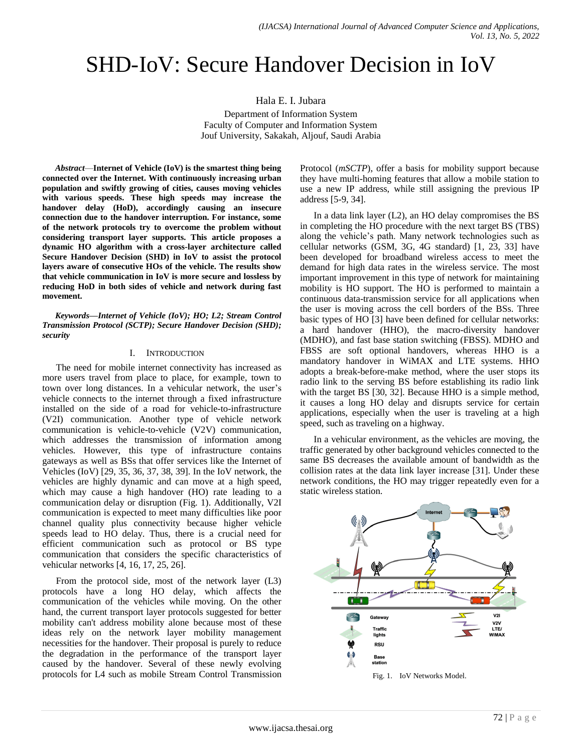# SHD-IoV: Secure Handover Decision in IoV

Hala E. I. Jubara

Department of Information System
Faculty of Computer and Information System
Jouf University, Sakakah, Aljouf, Saudi Arabia

***Abstract*—Internet of Vehicle (IoV) is the smartest thing being connected over the Internet. With continuously increasing urban population and swiftly growing of cities, causes moving vehicles with various speeds. These high speeds may increase the handover delay (HoD), accordingly causing an insecure connection due to the handover interruption. For instance, some of the network protocols try to overcome the problem without considering transport layer supports. This article proposes a dynamic HO algorithm with a cross-layer architecture called Secure Handover Decision (SHD) in IoV to assist the protocol layers aware of consecutive HOs of the vehicle. The results show that vehicle communication in IoV is more secure and lossless by reducing HoD in both sides of vehicle and network during fast movement.**

***Keywords—Internet of Vehicle (IoV); HO; L2; Stream Control Transmission Protocol (SCTP); Secure Handover Decision (SHD); security***

## I. INTRODUCTION

The need for mobile internet connectivity has increased as more users travel from place to place, for example, town to town over long distances. In a vehicular network, the user's vehicle connects to the internet through a fixed infrastructure installed on the side of a road for vehicle-to-infrastructure (V2I) communication. Another type of vehicle network communication is vehicle-to-vehicle (V2V) communication, which addresses the transmission of information among vehicles. However, this type of infrastructure contains gateways as well as BSs that offer services like the Internet of Vehicles (IoV) [29, 35, 36, 37, 38, 39]. In the IoV network, the vehicles are highly dynamic and can move at a high speed, which may cause a high handover (HO) rate leading to a communication delay or disruption (Fig. 1). Additionally, V2I communication is expected to meet many difficulties like poor channel quality plus connectivity because higher vehicle speeds lead to HO delay. Thus, there is a crucial need for efficient communication such as protocol or BS type communication that considers the specific characteristics of vehicular networks [4, 16, 17, 25, 26].

From the protocol side, most of the network layer (L3) protocols have a long HO delay, which affects the communication of the vehicles while moving. On the other hand, the current transport layer protocols suggested for better mobility can't address mobility alone because most of these ideas rely on the network layer mobility management necessities for the handover. Their proposal is purely to reduce the degradation in the performance of the transport layer caused by the handover. Several of these newly evolving protocols for L4 such as mobile Stream Control Transmission Protocol (*mSCTP*), offer a basis for mobility support because they have multi-homing features that allow a mobile station to use a new IP address, while still assigning the previous IP address [5-9, 34].

In a data link layer (L2), an HO delay compromises the BS in completing the HO procedure with the next target BS (TBS) along the vehicle's path. Many network technologies such as cellular networks (GSM, 3G, 4G standard) [1, 23, 33] have been developed for broadband wireless access to meet the demand for high data rates in the wireless service. The most important improvement in this type of network for maintaining mobility is HO support. The HO is performed to maintain a continuous data-transmission service for all applications when the user is moving across the cell borders of the BSs. Three basic types of HO [3] have been defined for cellular networks: a hard handover (HHO), the macro-diversity handover (MDHO), and fast base station switching (FBSS). MDHO and FBSS are soft optional handovers, whereas HHO is a mandatory handover in WiMAX and LTE systems. HHO adopts a break-before-make method, where the user stops its radio link to the serving BS before establishing its radio link with the target BS [30, 32]. Because HHO is a simple method, it causes a long HO delay and disrupts service for certain applications, especially when the user is traveling at a high speed, such as traveling on a highway.

In a vehicular environment, as the vehicles are moving, the traffic generated by other background vehicles connected to the same BS decreases the available amount of bandwidth as the collision rates at the data link layer increase [31]. Under these network conditions, the HO may trigger repeatedly even for a static wireless station.

Fig. 1. IoV Networks Model.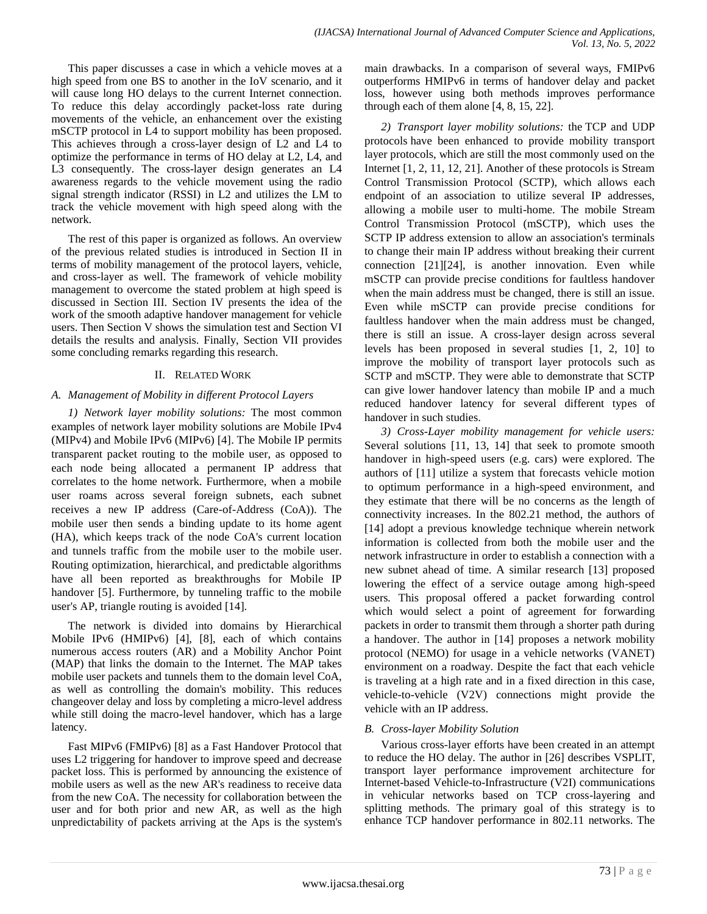This paper discusses a case in which a vehicle moves at a high speed from one BS to another in the IoV scenario, and it will cause long HO delays to the current Internet connection. To reduce this delay accordingly packet-loss rate during movements of the vehicle, an enhancement over the existing mSCTP protocol in L4 to support mobility has been proposed. This achieves through a cross-layer design of L2 and L4 to optimize the performance in terms of HO delay at L2, L4, and L3 consequently. The cross-layer design generates an L4 awareness regards to the vehicle movement using the radio signal strength indicator (RSSI) in L2 and utilizes the LM to track the vehicle movement with high speed along with the network.

The rest of this paper is organized as follows. An overview of the previous related studies is introduced in Section II in terms of mobility management of the protocol layers, vehicle, and cross-layer as well. The framework of vehicle mobility management to overcome the stated problem at high speed is discussed in Section III. Section IV presents the idea of the work of the smooth adaptive handover management for vehicle users. Then Section V shows the simulation test and Section VI details the results and analysis. Finally, Section VII provides some concluding remarks regarding this research.

## II. Related Work

### A. Management of Mobility in different Protocol Layers

*1) Network layer mobility solutions:* The most common examples of network layer mobility solutions are Mobile IPv4 (MIPv4) and Mobile IPv6 (MIPv6) [4]. The Mobile IP permits transparent packet routing to the mobile user, as opposed to each node being allocated a permanent IP address that correlates to the home network. Furthermore, when a mobile user roams across several foreign subnets, each subnet receives a new IP address (Care-of-Address (CoA)). The mobile user then sends a binding update to its home agent (HA), which keeps track of the node CoA's current location and tunnels traffic from the mobile user to the mobile user. Routing optimization, hierarchical, and predictable algorithms have all been reported as breakthroughs for Mobile IP handover [5]. Furthermore, by tunneling traffic to the mobile user's AP, triangle routing is avoided [14].

The network is divided into domains by Hierarchical Mobile IPv6 (HMIPv6) [4], [8], each of which contains numerous access routers (AR) and a Mobility Anchor Point (MAP) that links the domain to the Internet. The MAP takes mobile user packets and tunnels them to the domain level CoA, as well as controlling the domain's mobility. This reduces changeover delay and loss by completing a micro-level address while still doing the macro-level handover, which has a large latency.

Fast MIPv6 (FMIPv6) [8] as a Fast Handover Protocol that uses L2 triggering for handover to improve speed and decrease packet loss. This is performed by announcing the existence of mobile users as well as the new AR's readiness to receive data from the new CoA. The necessity for collaboration between the user and for both prior and new AR, as well as the high unpredictability of packets arriving at the Aps is the system's main drawbacks. In a comparison of several ways, FMIPv6 outperforms HMIPv6 in terms of handover delay and packet loss, however using both methods improves performance through each of them alone [4, 8, 15, 22].

*2) Transport layer mobility solutions:* the TCP and UDP protocols have been enhanced to provide mobility transport layer protocols, which are still the most commonly used on the Internet [1, 2, 11, 12, 21]. Another of these protocols is Stream Control Transmission Protocol (SCTP), which allows each endpoint of an association to utilize several IP addresses, allowing a mobile user to multi-home. The mobile Stream Control Transmission Protocol (mSCTP), which uses the SCTP IP address extension to allow an association's terminals to change their main IP address without breaking their current connection [21][24], is another innovation. Even while mSCTP can provide precise conditions for faultless handover when the main address must be changed, there is still an issue. Even while mSCTP can provide precise conditions for faultless handover when the main address must be changed, there is still an issue. A cross-layer design across several levels has been proposed in several studies [1, 2, 10] to improve the mobility of transport layer protocols such as SCTP and mSCTP. They were able to demonstrate that SCTP can give lower handover latency than mobile IP and a much reduced handover latency for several different types of handover in such studies.

*3) Cross-Layer mobility management for vehicle users:* Several solutions [11, 13, 14] that seek to promote smooth handover in high-speed users (e.g. cars) were explored. The authors of [11] utilize a system that forecasts vehicle motion to optimum performance in a high-speed environment, and they estimate that there will be no concerns as the length of connectivity increases. In the 802.21 method, the authors of [14] adopt a previous knowledge technique wherein network information is collected from both the mobile user and the network infrastructure in order to establish a connection with a new subnet ahead of time. A similar research [13] proposed lowering the effect of a service outage among high-speed users. This proposal offered a packet forwarding control which would select a point of agreement for forwarding packets in order to transmit them through a shorter path during a handover. The author in [14] proposes a network mobility protocol (NEMO) for usage in a vehicle networks (VANET) environment on a roadway. Despite the fact that each vehicle is traveling at a high rate and in a fixed direction in this case, vehicle-to-vehicle (V2V) connections might provide the vehicle with an IP address.

### B. Cross-layer Mobility Solution

Various cross-layer efforts have been created in an attempt to reduce the HO delay. The author in [26] describes VSPLIT, transport layer performance improvement architecture for Internet-based Vehicle-to-Infrastructure (V2I) communications in vehicular networks based on TCP cross-layering and splitting methods. The primary goal of this strategy is to enhance TCP handover performance in 802.11 networks. The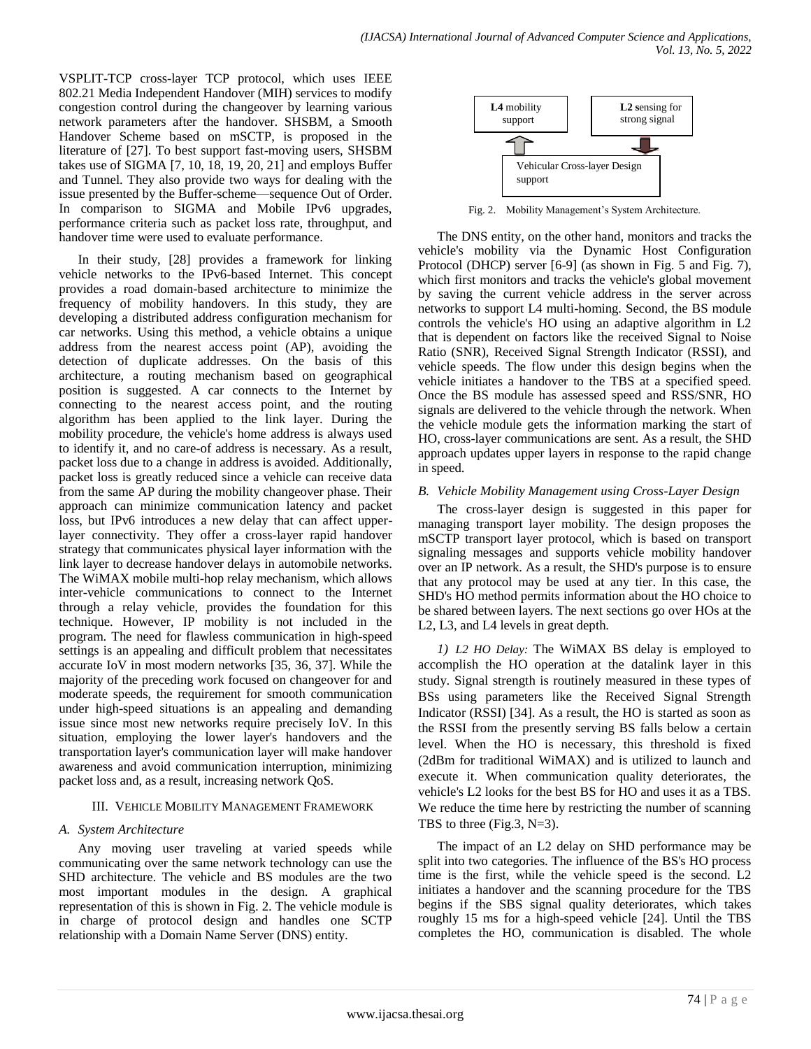VSPLIT-TCP cross-layer TCP protocol, which uses IEEE 802.21 Media Independent Handover (MIH) services to modify congestion control during the changeover by learning various network parameters after the handover. SHSBM, a Smooth Handover Scheme based on mSCTP, is proposed in the literature of [27]. To best support fast-moving users, SHSBM takes use of SIGMA [7, 10, 18, 19, 20, 21] and employs Buffer and Tunnel. They also provide two ways for dealing with the issue presented by the Buffer-scheme—sequence Out of Order. In comparison to SIGMA and Mobile IPv6 upgrades, performance criteria such as packet loss rate, throughput, and handover time were used to evaluate performance.

In their study, [28] provides a framework for linking vehicle networks to the IPv6-based Internet. This concept provides a road domain-based architecture to minimize the frequency of mobility handovers. In this study, they are developing a distributed address configuration mechanism for car networks. Using this method, a vehicle obtains a unique address from the nearest access point (AP), avoiding the detection of duplicate addresses. On the basis of this architecture, a routing mechanism based on geographical position is suggested. A car connects to the Internet by connecting to the nearest access point, and the routing algorithm has been applied to the link layer. During the mobility procedure, the vehicle's home address is always used to identify it, and no care-of address is necessary. As a result, packet loss due to a change in address is avoided. Additionally, packet loss is greatly reduced since a vehicle can receive data from the same AP during the mobility changeover phase. Their approach can minimize communication latency and packet loss, but IPv6 introduces a new delay that can affect upper-layer connectivity. They offer a cross-layer rapid handover strategy that communicates physical layer information with the link layer to decrease handover delays in automobile networks. The WiMAX mobile multi-hop relay mechanism, which allows inter-vehicle communications to connect to the Internet through a relay vehicle, provides the foundation for this technique. However, IP mobility is not included in the program. The need for flawless communication in high-speed settings is an appealing and difficult problem that necessitates accurate IoV in most modern networks [35, 36, 37]. While the majority of the preceding work focused on changeover for and moderate speeds, the requirement for smooth communication under high-speed situations is an appealing and demanding issue since most new networks require precisely IoV. In this situation, employing the lower layer's handovers and the transportation layer's communication layer will make handover awareness and avoid communication interruption, minimizing packet loss and, as a result, increasing network QoS.

## III. Vehicle Mobility Management Framework

### A. System Architecture

Any moving user traveling at varied speeds while communicating over the same network technology can use the SHD architecture. The vehicle and BS modules are the two most important modules in the design. A graphical representation of this is shown in Fig. 2. The vehicle module is in charge of protocol design and handles one SCTP relationship with a Domain Name Server (DNS) entity.

**L4** mobility support

**L2 s**ensing for strong signal

Vehicular Cross-layer Design support

Fig. 2. Mobility Management's System Architecture.

The DNS entity, on the other hand, monitors and tracks the vehicle's mobility via the Dynamic Host Configuration Protocol (DHCP) server [6-9] (as shown in Fig. 5 and Fig. 7), which first monitors and tracks the vehicle's global movement by saving the current vehicle address in the server across networks to support L4 multi-homing. Second, the BS module controls the vehicle's HO using an adaptive algorithm in L2 that is dependent on factors like the received Signal to Noise Ratio (SNR), Received Signal Strength Indicator (RSSI), and vehicle speeds. The flow under this design begins when the vehicle initiates a handover to the TBS at a specified speed. Once the BS module has assessed speed and RSS/SNR, HO signals are delivered to the vehicle through the network. When the vehicle module gets the information marking the start of HO, cross-layer communications are sent. As a result, the SHD approach updates upper layers in response to the rapid change in speed.

### B. Vehicle Mobility Management using Cross-Layer Design

The cross-layer design is suggested in this paper for managing transport layer mobility. The design proposes the mSCTP transport layer protocol, which is based on transport signaling messages and supports vehicle mobility handover over an IP network. As a result, the SHD's purpose is to ensure that any protocol may be used at any tier. In this case, the SHD's HO method permits information about the HO choice to be shared between layers. The next sections go over HOs at the L2, L3, and L4 levels in great depth.

*1) L2 HO Delay:* The WiMAX BS delay is employed to accomplish the HO operation at the datalink layer in this study. Signal strength is routinely measured in these types of BSs using parameters like the Received Signal Strength Indicator (RSSI) [34]. As a result, the HO is started as soon as the RSSI from the presently serving BS falls below a certain level. When the HO is necessary, this threshold is fixed (2dBm for traditional WiMAX) and is utilized to launch and execute it. When communication quality deteriorates, the vehicle's L2 looks for the best BS for HO and uses it as a TBS. We reduce the time here by restricting the number of scanning TBS to three (Fig.3, N=3).

The impact of an L2 delay on SHD performance may be split into two categories. The influence of the BS's HO process time is the first, while the vehicle speed is the second. L2 initiates a handover and the scanning procedure for the TBS begins if the SBS signal quality deteriorates, which takes roughly 15 ms for a high-speed vehicle [24]. Until the TBS completes the HO, communication is disabled. The whole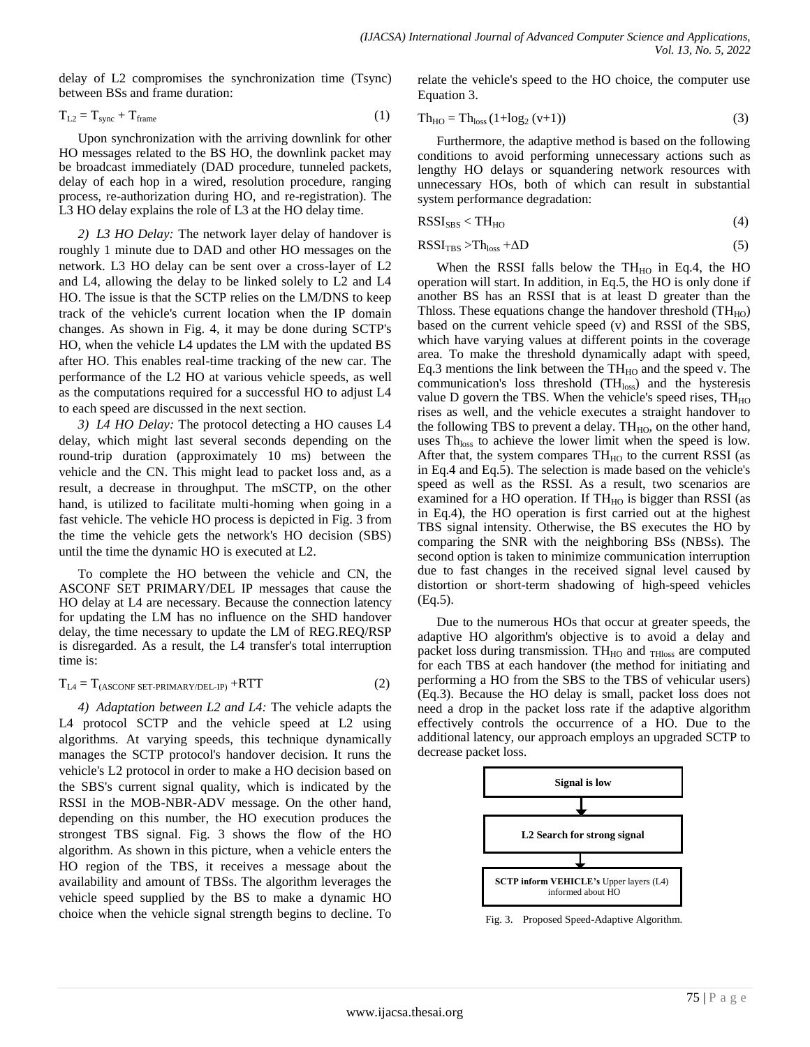delay of L2 compromises the synchronization time (Tsync) between BSs and frame duration:

$$T_{L2} = T_{sync} + T_{frame} \quad (1)$$

Upon synchronization with the arriving downlink for other HO messages related to the BS HO, the downlink packet may be broadcast immediately (DAD procedure, tunneled packets, delay of each hop in a wired, resolution procedure, ranging process, re-authorization during HO, and re-registration). The L3 HO delay explains the role of L3 at the HO delay time.

*2) L3 HO Delay:* The network layer delay of handover is roughly 1 minute due to DAD and other HO messages on the network. L3 HO delay can be sent over a cross-layer of L2 and L4, allowing the delay to be linked solely to L2 and L4 HO. The issue is that the SCTP relies on the LM/DNS to keep track of the vehicle's current location when the IP domain changes. As shown in Fig. 4, it may be done during SCTP's HO, when the vehicle L4 updates the LM with the updated BS after HO. This enables real-time tracking of the new car. The performance of the L2 HO at various vehicle speeds, as well as the computations required for a successful HO to adjust L4 to each speed are discussed in the next section.

*3) L4 HO Delay:* The protocol detecting a HO causes L4 delay, which might last several seconds depending on the round-trip duration (approximately 10 ms) between the vehicle and the CN. This might lead to packet loss and, as a result, a decrease in throughput. The mSCTP, on the other hand, is utilized to facilitate multi-homing when going in a fast vehicle. The vehicle HO process is depicted in Fig. 3 from the time the vehicle gets the network's HO decision (SBS) until the time the dynamic HO is executed at L2.

To complete the HO between the vehicle and CN, the ASCONF SET PRIMARY/DEL IP messages that cause the HO delay at L4 are necessary. Because the connection latency for updating the LM has no influence on the SHD handover delay, the time necessary to update the LM of REG.REQ/RSP is disregarded. As a result, the L4 transfer's total interruption time is:

$$T_{L4} = T_{(ASCONF\ SET\text{-}PRIMARY/DEL\text{-}IP)} + RTT \quad (2)$$

*4) Adaptation between L2 and L4:* The vehicle adapts the L4 protocol SCTP and the vehicle speed at L2 using algorithms. At varying speeds, this technique dynamically manages the SCTP protocol's handover decision. It runs the vehicle's L2 protocol in order to make a HO decision based on the SBS's current signal quality, which is indicated by the RSSI in the MOB-NBR-ADV message. On the other hand, depending on this number, the HO execution produces the strongest TBS signal. Fig. 3 shows the flow of the HO algorithm. As shown in this picture, when a vehicle enters the HO region of the TBS, it receives a message about the availability and amount of TBSs. The algorithm leverages the vehicle speed supplied by the BS to make a dynamic HO choice when the vehicle signal strength begins to decline. To relate the vehicle's speed to the HO choice, the computer use Equation 3.

$$Th_{HO} = Th_{loss} (1+\log_2 (v+1)) \quad (3)$$

Furthermore, the adaptive method is based on the following conditions to avoid performing unnecessary actions such as lengthy HO delays or squandering network resources with unnecessary HOs, both of which can result in substantial system performance degradation:

$$RSSI_{SBS} < TH_{HO} \quad (4)$$

$$RSSI_{TBS} > Th_{loss} + \Delta D \quad (5)$$

When the RSSI falls below the $TH_{HO}$ in Eq.4, the HO operation will start. In addition, in Eq.5, the HO is only done if another BS has an RSSI that is at least D greater than the Thloss. These equations change the handover threshold ($TH_{HO}$) based on the current vehicle speed (v) and RSSI of the SBS, which have varying values at different points in the coverage area. To make the threshold dynamically adapt with speed, Eq.3 mentions the link between the $TH_{HO}$ and the speed v. The communication's loss threshold ($TH_{loss}$) and the hysteresis value D govern the TBS. When the vehicle's speed rises, $TH_{HO}$ rises as well, and the vehicle executes a straight handover to the following TBS to prevent a delay. $TH_{HO}$, on the other hand, uses $Th_{loss}$ to achieve the lower limit when the speed is low. After that, the system compares $TH_{HO}$ to the current RSSI (as in Eq.4 and Eq.5). The selection is made based on the vehicle's speed as well as the RSSI. As a result, two scenarios are examined for a HO operation. If $TH_{HO}$ is bigger than RSSI (as in Eq.4), the HO operation is first carried out at the highest TBS signal intensity. Otherwise, the BS executes the HO by comparing the SNR with the neighboring BSs (NBSs). The second option is taken to minimize communication interruption due to fast changes in the received signal level caused by distortion or short-term shadowing of high-speed vehicles (Eq.5).

Due to the numerous HOs that occur at greater speeds, the adaptive HO algorithm's objective is to avoid a delay and packet loss during transmission. $TH_{HO}$ and $_{THloss}$ are computed for each TBS at each handover (the method for initiating and performing a HO from the SBS to the TBS of vehicular users) (Eq.3). Because the HO delay is small, packet loss does not need a drop in the packet loss rate if the adaptive algorithm effectively controls the occurrence of a HO. Due to the additional latency, our approach employs an upgraded SCTP to decrease packet loss.

**Signal is low**

↓

**L2 Search for strong signal**

↓

**SCTP inform VEHICLE's** Upper layers (L4) informed about HO

Fig. 3. Proposed Speed-Adaptive Algorithm.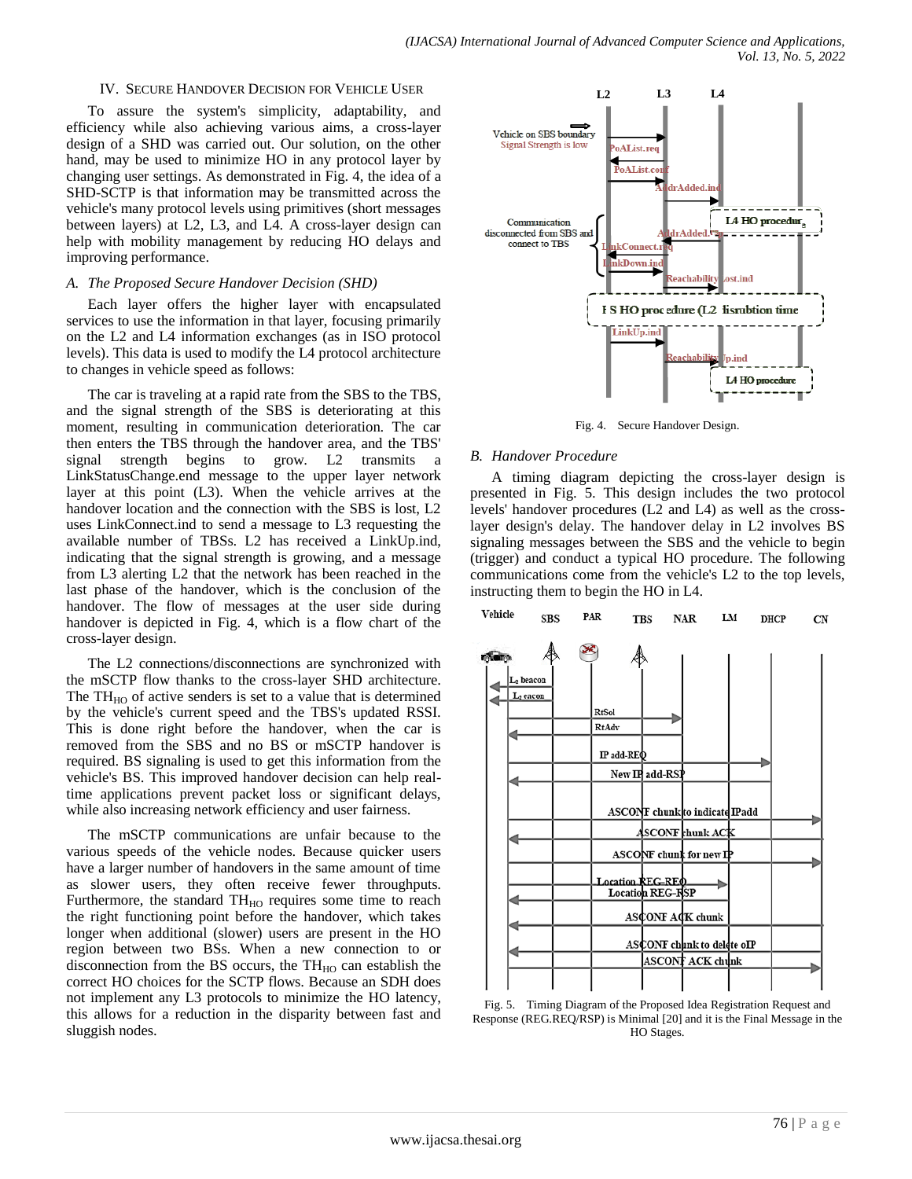## IV. Secure Handover Decision for Vehicle User

To assure the system's simplicity, adaptability, and efficiency while also achieving various aims, a cross-layer design of a SHD was carried out. Our solution, on the other hand, may be used to minimize HO in any protocol layer by changing user settings. As demonstrated in Fig. 4, the idea of a SHD-SCTP is that information may be transmitted across the vehicle's many protocol levels using primitives (short messages between layers) at L2, L3, and L4. A cross-layer design can help with mobility management by reducing HO delays and improving performance.

### *A. The Proposed Secure Handover Decision (SHD)*

Each layer offers the higher layer with encapsulated services to use the information in that layer, focusing primarily on the L2 and L4 information exchanges (as in ISO protocol levels). This data is used to modify the L4 protocol architecture to changes in vehicle speed as follows:

The car is traveling at a rapid rate from the SBS to the TBS, and the signal strength of the SBS is deteriorating at this moment, resulting in communication deterioration. The car then enters the TBS through the handover area, and the TBS' signal strength begins to grow. L2 transmits a LinkStatusChange.end message to the upper layer network layer at this point (L3). When the vehicle arrives at the handover location and the connection with the SBS is lost, L2 uses LinkConnect.ind to send a message to L3 requesting the available number of TBSs. L2 has received a LinkUp.ind, indicating that the signal strength is growing, and a message from L3 alerting L2 that the network has been reached in the last phase of the handover, which is the conclusion of the handover. The flow of messages at the user side during handover is depicted in Fig. 4, which is a flow chart of the cross-layer design.

The L2 connections/disconnections are synchronized with the mSCTP flow thanks to the cross-layer SHD architecture. The $TH_{HO}$ of active senders is set to a value that is determined by the vehicle's current speed and the TBS's updated RSSI. This is done right before the handover, when the car is removed from the SBS and no BS or mSCTP handover is required. BS signaling is used to get this information from the vehicle's BS. This improved handover decision can help real-time applications prevent packet loss or significant delays, while also increasing network efficiency and user fairness.

The mSCTP communications are unfair because to the various speeds of the vehicle nodes. Because quicker users have a larger number of handovers in the same amount of time as slower users, they often receive fewer throughputs. Furthermore, the standard $TH_{HO}$ requires some time to reach the right functioning point before the handover, which takes longer when additional (slower) users are present in the HO region between two BSs. When a new connection to or disconnection from the BS occurs, the $TH_{HO}$ can establish the correct HO choices for the SCTP flows. Because an SDH does not implement any L3 protocols to minimize the HO latency, this allows for a reduction in the disparity between fast and sluggish nodes.

Fig. 4. Secure Handover Design.

### *B. Handover Procedure*

A timing diagram depicting the cross-layer design is presented in Fig. 5. This design includes the two protocol levels' handover procedures (L2 and L4) as well as the cross-layer design's delay. The handover delay in L2 involves BS signaling messages between the SBS and the vehicle to begin (trigger) and conduct a typical HO procedure. The following communications come from the vehicle's L2 to the top levels, instructing them to begin the HO in L4.

Fig. 5. Timing Diagram of the Proposed Idea Registration Request and Response (REG.REQ/RSP) is Minimal [20] and it is the Final Message in the HO Stages.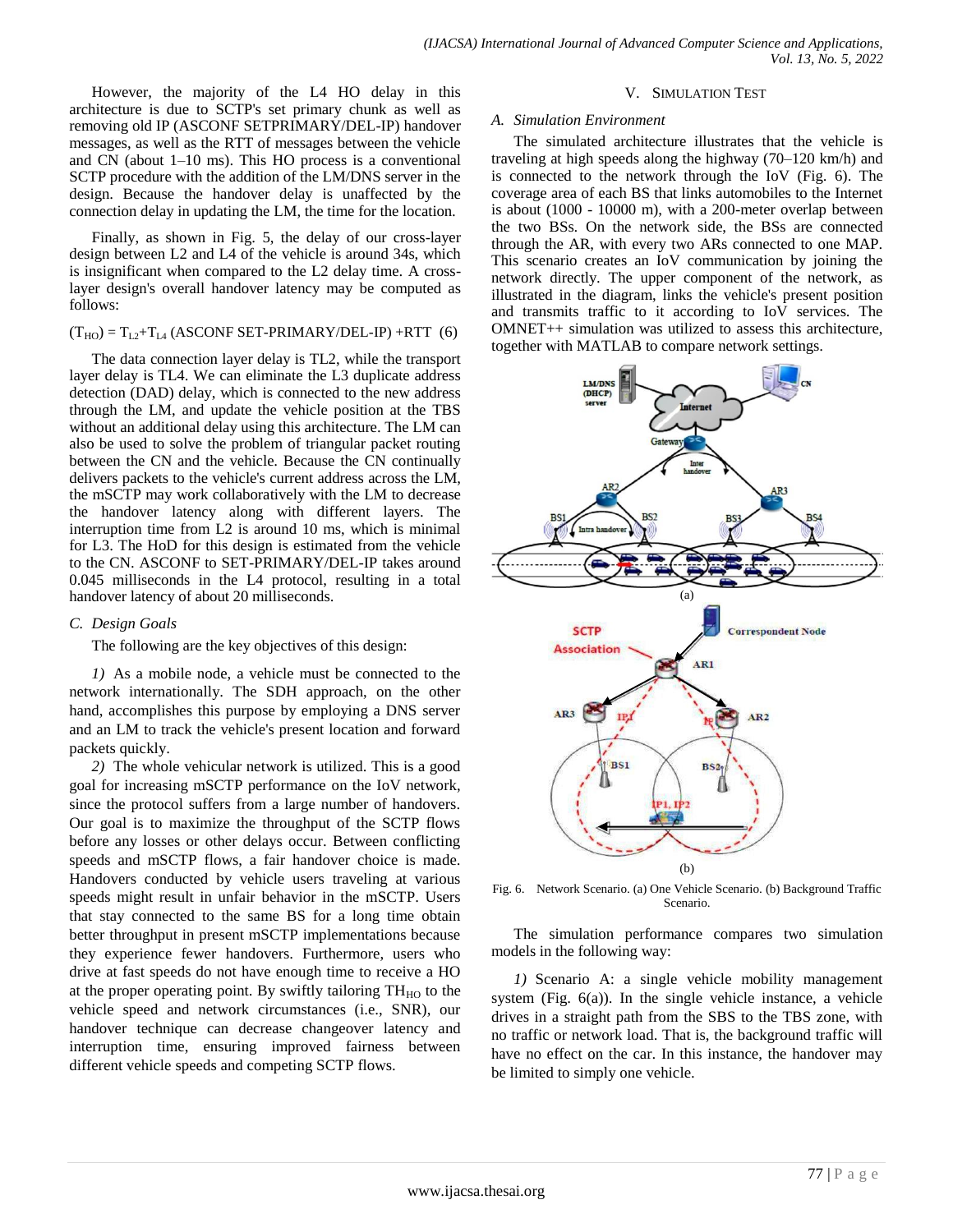However, the majority of the L4 HO delay in this architecture is due to SCTP's set primary chunk as well as removing old IP (ASCONF SETPRIMARY/DEL-IP) handover messages, as well as the RTT of messages between the vehicle and CN (about 1–10 ms). This HO process is a conventional SCTP procedure with the addition of the LM/DNS server in the design. Because the handover delay is unaffected by the connection delay in updating the LM, the time for the location.

Finally, as shown in Fig. 5, the delay of our cross-layer design between L2 and L4 of the vehicle is around 34s, which is insignificant when compared to the L2 delay time. A cross-layer design's overall handover latency may be computed as follows:

$$(T_{HO}) = T_{L2}+T_{L4} \text{ (ASCONF SET-PRIMARY/DEL-IP)} + RTT \quad (6)$$

The data connection layer delay is TL2, while the transport layer delay is TL4. We can eliminate the L3 duplicate address detection (DAD) delay, which is connected to the new address through the LM, and update the vehicle position at the TBS without an additional delay using this architecture. The LM can also be used to solve the problem of triangular packet routing between the CN and the vehicle. Because the CN continually delivers packets to the vehicle's current address across the LM, the mSCTP may work collaboratively with the LM to decrease the handover latency along with different layers. The interruption time from L2 is around 10 ms, which is minimal for L3. The HoD for this design is estimated from the vehicle to the CN. ASCONF to SET-PRIMARY/DEL-IP takes around 0.045 milliseconds in the L4 protocol, resulting in a total handover latency of about 20 milliseconds.

### C. Design Goals

The following are the key objectives of this design:

*1)* As a mobile node, a vehicle must be connected to the network internationally. The SDH approach, on the other hand, accomplishes this purpose by employing a DNS server and an LM to track the vehicle's present location and forward packets quickly.

*2)* The whole vehicular network is utilized. This is a good goal for increasing mSCTP performance on the IoV network, since the protocol suffers from a large number of handovers. Our goal is to maximize the throughput of the SCTP flows before any losses or other delays occur. Between conflicting speeds and mSCTP flows, a fair handover choice is made. Handovers conducted by vehicle users traveling at various speeds might result in unfair behavior in the mSCTP. Users that stay connected to the same BS for a long time obtain better throughput in present mSCTP implementations because they experience fewer handovers. Furthermore, users who drive at fast speeds do not have enough time to receive a HO at the proper operating point. By swiftly tailoring $TH_{HO}$ to the vehicle speed and network circumstances (i.e., SNR), our handover technique can decrease changeover latency and interruption time, ensuring improved fairness between different vehicle speeds and competing SCTP flows.

## V. Simulation Test

### A. Simulation Environment

The simulated architecture illustrates that the vehicle is traveling at high speeds along the highway (70–120 km/h) and is connected to the network through the IoV (Fig. 6). The coverage area of each BS that links automobiles to the Internet is about (1000 - 10000 m), with a 200-meter overlap between the two BSs. On the network side, the BSs are connected through the AR, with every two ARs connected to one MAP. This scenario creates an IoV communication by joining the network directly. The upper component of the network, as illustrated in the diagram, links the vehicle's present position and transmits traffic to it according to IoV services. The OMNET++ simulation was utilized to assess this architecture, together with MATLAB to compare network settings.

Fig. 6. Network Scenario. (a) One Vehicle Scenario. (b) Background Traffic Scenario.

The simulation performance compares two simulation models in the following way:

*1)* Scenario A: a single vehicle mobility management system (Fig. 6(a)). In the single vehicle instance, a vehicle drives in a straight path from the SBS to the TBS zone, with no traffic or network load. That is, the background traffic will have no effect on the car. In this instance, the handover may be limited to simply one vehicle.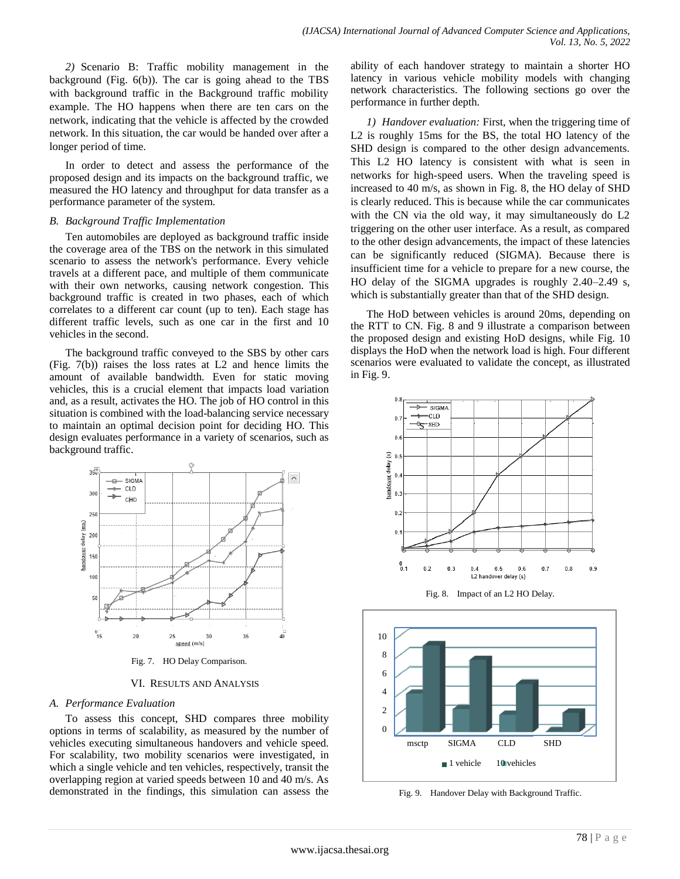*2)* Scenario B: Traffic mobility management in the background (Fig. 6(b)). The car is going ahead to the TBS with background traffic in the Background traffic mobility example. The HO happens when there are ten cars on the network, indicating that the vehicle is affected by the crowded network. In this situation, the car would be handed over after a longer period of time.

In order to detect and assess the performance of the proposed design and its impacts on the background traffic, we measured the HO latency and throughput for data transfer as a performance parameter of the system.

### *B. Background Traffic Implementation*

Ten automobiles are deployed as background traffic inside the coverage area of the TBS on the network in this simulated scenario to assess the network's performance. Every vehicle travels at a different pace, and multiple of them communicate with their own networks, causing network congestion. This background traffic is created in two phases, each of which correlates to a different car count (up to ten). Each stage has different traffic levels, such as one car in the first and 10 vehicles in the second.

The background traffic conveyed to the SBS by other cars (Fig. 7(b)) raises the loss rates at L2 and hence limits the amount of available bandwidth. Even for static moving vehicles, this is a crucial element that impacts load variation and, as a result, activates the HO. The job of HO control in this situation is combined with the load-balancing service necessary to maintain an optimal decision point for deciding HO. This design evaluates performance in a variety of scenarios, such as background traffic.

Fig. 7. HO Delay Comparison.

## VI. Results and Analysis

### *A. Performance Evaluation*

To assess this concept, SHD compares three mobility options in terms of scalability, as measured by the number of vehicles executing simultaneous handovers and vehicle speed. For scalability, two mobility scenarios were investigated, in which a single vehicle and ten vehicles, respectively, transit the overlapping region at varied speeds between 10 and 40 m/s. As demonstrated in the findings, this simulation can assess the ability of each handover strategy to maintain a shorter HO latency in various vehicle mobility models with changing network characteristics. The following sections go over the performance in further depth.

*1) Handover evaluation:* First, when the triggering time of L2 is roughly 15ms for the BS, the total HO latency of the SHD design is compared to the other design advancements. This L2 HO latency is consistent with what is seen in networks for high-speed users. When the traveling speed is increased to 40 m/s, as shown in Fig. 8, the HO delay of SHD is clearly reduced. This is because while the car communicates with the CN via the old way, it may simultaneously do L2 triggering on the other user interface. As a result, as compared to the other design advancements, the impact of these latencies can be significantly reduced (SIGMA). Because there is insufficient time for a vehicle to prepare for a new course, the HO delay of the SIGMA upgrades is roughly 2.40–2.49 s, which is substantially greater than that of the SHD design.

The HoD between vehicles is around 20ms, depending on the RTT to CN. Fig. 8 and 9 illustrate a comparison between the proposed design and existing HoD designs, while Fig. 10 displays the HoD when the network load is high. Four different scenarios were evaluated to validate the concept, as illustrated in Fig. 9.

Fig. 8. Impact of an L2 HO Delay.

Fig. 9. Handover Delay with Background Traffic.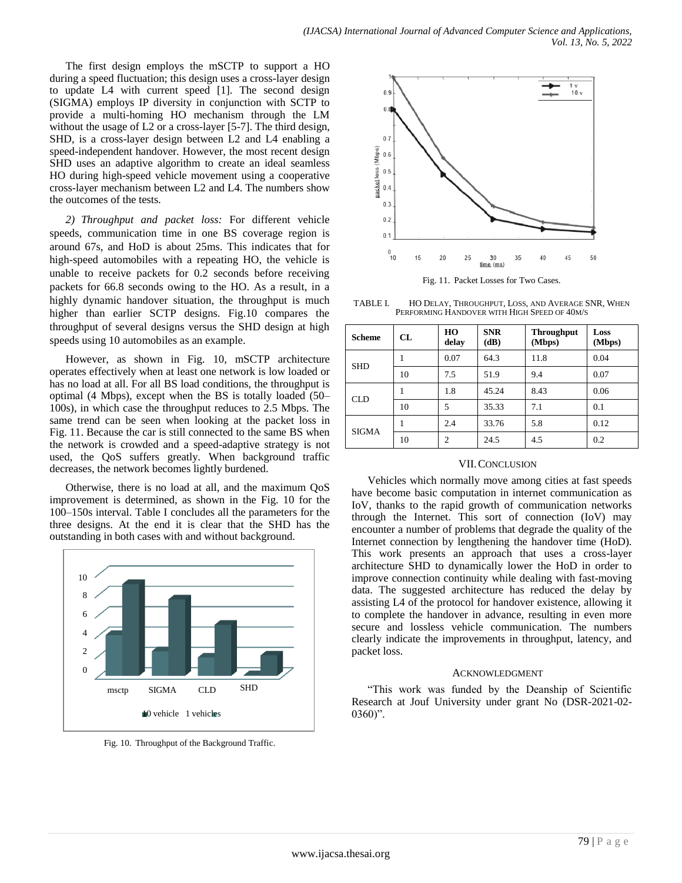The first design employs the mSCTP to support a HO during a speed fluctuation; this design uses a cross-layer design to update L4 with current speed [1]. The second design (SIGMA) employs IP diversity in conjunction with SCTP to provide a multi-homing HO mechanism through the LM without the usage of L2 or a cross-layer [5-7]. The third design, SHD, is a cross-layer design between L2 and L4 enabling a speed-independent handover. However, the most recent design SHD uses an adaptive algorithm to create an ideal seamless HO during high-speed vehicle movement using a cooperative cross-layer mechanism between L2 and L4. The numbers show the outcomes of the tests.

*2) Throughput and packet loss:* For different vehicle speeds, communication time in one BS coverage region is around 67s, and HoD is about 25ms. This indicates that for high-speed automobiles with a repeating HO, the vehicle is unable to receive packets for 0.2 seconds before receiving packets for 66.8 seconds owing to the HO. As a result, in a highly dynamic handover situation, the throughput is much higher than earlier SCTP designs. Fig.10 compares the throughput of several designs versus the SHD design at high speeds using 10 automobiles as an example.

However, as shown in Fig. 10, mSCTP architecture operates effectively when at least one network is low loaded or has no load at all. For all BS load conditions, the throughput is optimal (4 Mbps), except when the BS is totally loaded (50–100s), in which case the throughput reduces to 2.5 Mbps. The same trend can be seen when looking at the packet loss in Fig. 11. Because the car is still connected to the same BS when the network is crowded and a speed-adaptive strategy is not used, the QoS suffers greatly. When background traffic decreases, the network becomes lightly burdened.

Otherwise, there is no load at all, and the maximum QoS improvement is determined, as shown in the Fig. 10 for the 100–150s interval. Table I concludes all the parameters for the three designs. At the end it is clear that the SHD has the outstanding in both cases with and without background.

Fig. 10. Throughput of the Background Traffic.

Fig. 11. Packet Losses for Two Cases.

TABLE I. HO DELAY, THROUGHPUT, LOSS, AND AVERAGE SNR, WHEN PERFORMING HANDOVER WITH HIGH SPEED OF 40M/S

| Scheme | CL | HO delay | SNR (dB) | Throughput (Mbps) | Loss (Mbps) |
|---|---|---|---|---|---|
| SHD | 1 | 0.07 | 64.3 | 11.8 | 0.04 |
| | 10 | 7.5 | 51.9 | 9.4 | 0.07 |
| CLD | 1 | 1.8 | 45.24 | 8.43 | 0.06 |
| | 10 | 5 | 35.33 | 7.1 | 0.1 |
| SIGMA | 1 | 2.4 | 33.76 | 5.8 | 0.12 |
| | 10 | 2 | 24.5 | 4.5 | 0.2 |

## VII. CONCLUSION

Vehicles which normally move among cities at fast speeds have become basic computation in internet communication as IoV, thanks to the rapid growth of communication networks through the Internet. This sort of connection (IoV) may encounter a number of problems that degrade the quality of the Internet connection by lengthening the handover time (HoD). This work presents an approach that uses a cross-layer architecture SHD to dynamically lower the HoD in order to improve connection continuity while dealing with fast-moving data. The suggested architecture has reduced the delay by assisting L4 of the protocol for handover existence, allowing it to complete the handover in advance, resulting in even more secure and lossless vehicle communication. The numbers clearly indicate the improvements in throughput, latency, and packet loss.

## ACKNOWLEDGMENT

"This work was funded by the Deanship of Scientific Research at Jouf University under grant No (DSR-2021-02-0360)".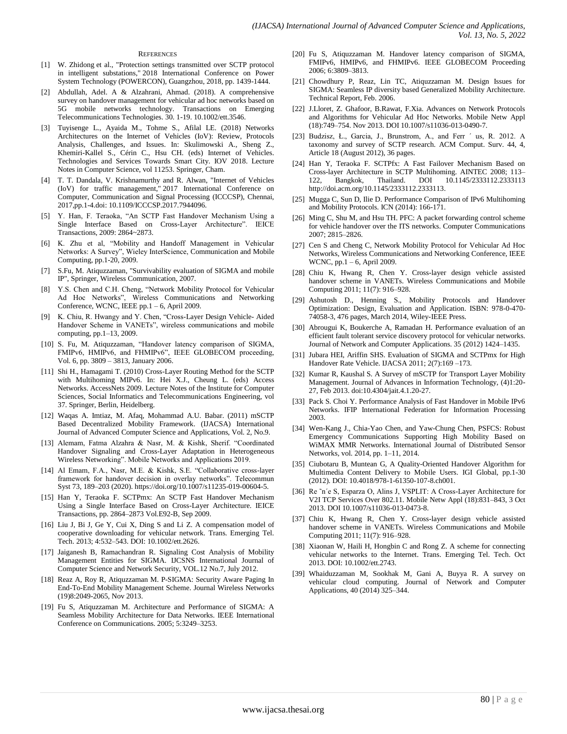## REFERENCES

[1] W. Zhidong et al., "Protection settings transmitted over SCTP protocol in intelligent substations," 2018 International Conference on Power System Technology (POWERCON), Guangzhou, 2018, pp. 1439-1444.

[2] Abdullah, Adel. A & Alzahrani, Ahmad. (2018). A comprehensive survey on handover management for vehicular ad hoc networks based on 5G mobile networks technology. Transactions on Emerging Telecommunications Technologies. 30. 1-19. 10.1002/ett.3546.

[3] Tuyisenge L., Ayaida M., Tohme S., Afilal LE. (2018) Networks Architectures on the Internet of Vehicles (IoV): Review, Protocols Analysis, Challenges, and Issues. In: Skulimowski A., Sheng Z., Khemiri-Kallel S., Cérin C., Hsu CH. (eds) Internet of Vehicles. Technologies and Services Towards Smart City. IOV 2018. Lecture Notes in Computer Science, vol 11253. Springer, Cham.

[4] T. T. Dandala, V. Krishnamurthy and R. Alwan, "Internet of Vehicles (IoV) for traffic management," 2017 International Conference on Computer, Communication and Signal Processing (ICCCSP), Chennai, 2017,pp.1-4.doi: 10.1109/ICCCSP.2017.7944096.

[5] Y. Han, F. Teraoka, "An SCTP Fast Handover Mechanism Using a Single Interface Based on Cross-Layer Architecture". IEICE Transactions, 2009: 2864~2873.

[6] K. Zhu et al, "Mobility and Handoff Management in Vehicular Networks: A Survey", Wieley InterScience, Communication and Mobile Computing, pp.1-20, 2009.

[7] S.Fu, M. Atiquzzaman, "Survivability evaluation of SIGMA and mobile IP", Springer, Wireless Communication, 2007.

[8] Y.S. Chen and C.H. Cheng, "Network Mobility Protocol for Vehicular Ad Hoc Networks", Wireless Communications and Networking Conference, WCNC, IEEE pp.1 – 6, April 2009.

[9] K. Chiu, R. Hwangy and Y. Chen, "Cross-Layer Design Vehicle- Aided Handover Scheme in VANETs", wireless communications and mobile computing, pp.1–13, 2009.

[10] S. Fu, M. Atiquzzaman, "Handover latency comparison of SIGMA, FMIPv6, HMIPv6, and FHMIPv6", IEEE GLOBECOM proceeding, Vol. 6, pp. 3809 – 3813, January 2006.

[11] Shi H., Hamagami T. (2010) Cross-Layer Routing Method for the SCTP with Multihoming MIPv6. In: Hei X.J., Cheung L. (eds) Access Networks. AccessNets 2009. Lecture Notes of the Institute for Computer Sciences, Social Informatics and Telecommunications Engineering, vol 37. Springer, Berlin, Heidelberg.

[12] Waqas A. Imtiaz, M. Afaq, Mohammad A.U. Babar. (2011) mSCTP Based Decentralized Mobility Framework. (IJACSA) International Journal of Advanced Computer Science and Applications, Vol. 2, No.9.

[13] Alemam, Fatma Alzahra & Nasr, M. & Kishk, Sherif. "Coordinated Handover Signaling and Cross-Layer Adaptation in Heterogeneous Wireless Networking". Mobile Networks and Applications 2019.

[14] Al Emam, F.A., Nasr, M.E. & Kishk, S.E. "Collaborative cross-layer framework for handover decision in overlay networks". Telecommun Syst 73, 189–203 (2020). https://doi.org/10.1007/s11235-019-00604-5.

[15] Han Y, Teraoka F. SCTPmx: An SCTP Fast Handover Mechanism Using a Single Interface Based on Cross-Layer Architecture. IEICE Transactions, pp. 2864–2873 Vol.E92-B, Sep 2009.

[16] Liu J, Bi J, Ge Y, Cui X, Ding S and Li Z. A compensation model of cooperative downloading for vehicular network. Trans. Emerging Tel. Tech. 2013; 4:532–543. DOI: 10.1002/ett.2626.

[17] Jaiganesh B, Ramachandran R. Signaling Cost Analysis of Mobility Management Entities for SIGMA. IJCSNS International Journal of Computer Science and Network Security, VOL.12 No.7, July 2012.

[18] Reaz A, Roy R, Atiquzzaman M. P-SIGMA: Security Aware Paging In End-To-End Mobility Management Scheme. Journal Wireless Networks (19)8:2049-2065, Nov 2013.

[19] Fu S, Atiquzzaman M. Architecture and Performance of SIGMA: A Seamless Mobility Architecture for Data Networks. IEEE International Conference on Communications. 2005; 5:3249–3253.

[20] Fu S, Atiquzzaman M. Handover latency comparison of SIGMA, FMIPv6, HMIPv6, and FHMIPv6. IEEE GLOBECOM Proceeding 2006; 6:3809–3813.

[21] Chowdhury P, Reaz, Lin TC, Atiquzzaman M. Design Issues for SIGMA: Seamless IP diversity based Generalized Mobility Architecture. Technical Report, Feb. 2006.

[22] J.Lloret, Z. Ghafoor, B.Rawat, F.Xia. Advances on Network Protocols and Algorithms for Vehicular Ad Hoc Networks. Mobile Netw Appl (18):749–754. Nov 2013. DOI 10.1007/s11036-013-0490-7.

[23] Budzisz, Ł., Garcia, J., Brunstrom, A., and Ferr ´ us, R. 2012. A taxonomy and survey of SCTP research. ACM Comput. Surv. 44, 4, Article 18 (August 2012), 36 pages.

[24] Han Y, Teraoka F. SCTPfx: A Fast Failover Mechanism Based on Cross-layer Architecture in SCTP Multihoming. AINTEC 2008; 113–122, Bangkok, Thailand. DOI 10.1145/2333112.2333113 http://doi.acm.org/10.1145/2333112.2333113.

[25] Mugga C, Sun D, Ilie D. Performance Comparison of IPv6 Multihoming and Mobility Protocols. ICN (2014): 166-171.

[26] Ming C, Shu M, and Hsu TH. PFC: A packet forwarding control scheme for vehicle handover over the ITS networks. Computer Communications 2007; 2815–2826.

[27] Cen S and Cheng C, Network Mobility Protocol for Vehicular Ad Hoc Networks, Wireless Communications and Networking Conference, IEEE WCNC, pp.1 – 6, April 2009.

[28] Chiu K, Hwang R, Chen Y. Cross-layer design vehicle assisted handover scheme in VANETs. Wireless Communications and Mobile Computing 2011; 11(7): 916–928.

[29] Ashutosh D., Henning S., Mobility Protocols and Handover Optimization: Design, Evaluation and Application. ISBN: 978-0-470-74058-3, 476 pages, March 2014, Wiley-IEEE Press.

[30] Abrougui K, Boukerche A, Ramadan H. Performance evaluation of an efficient fault tolerant service discovery protocol for vehicular networks. Journal of Network and Computer Applications. 35 (2012) 1424–1435.

[31] Jubara HEI, Ariffin SHS. Evaluation of SIGMA and SCTPmx for High Handover Rate Vehicle. IJACSA 2011; 2(7):169 –173.

[32] Kumar R, Kaushal S. A Survey of mSCTP for Transport Layer Mobility Management. Journal of Advances in Information Technology, (4)1:20-27, Feb 2013. doi:10.4304/jait.4.1.20-27.

[33] Pack S. Choi Y. Performance Analysis of Fast Handover in Mobile IPv6 Networks. IFIP International Federation for Information Processing 2003.

[34] Wen-Kang J., Chia-Yao Chen, and Yaw-Chung Chen, PSFCS: Robust Emergency Communications Supporting High Mobility Based on WiMAX MMR Networks. International Journal of Distributed Sensor Networks, vol. 2014, pp. 1–11, 2014.

[35] Ciubotaru B, Muntean G, A Quality-Oriented Handover Algorithm for Multimedia Content Delivery to Mobile Users. IGI Global, pp.1-30 (2012). DOI: 10.4018/978-1-61350-107-8.ch001.

[36] Re ˜n´e S, Esparza O, Alins J, VSPLIT: A Cross-Layer Architecture for V2I TCP Services Over 802.11. Mobile Netw Appl (18):831–843, 3 Oct 2013. DOI 10.1007/s11036-013-0473-8.

[37] Chiu K, Hwang R, Chen Y. Cross-layer design vehicle assisted handover scheme in VANETs. Wireless Communications and Mobile Computing 2011; 11(7): 916–928.

[38] Xiaonan W, Haili H, Hongbin C and Rong Z. A scheme for connecting vehicular networks to the Internet. Trans. Emerging Tel. Tech. Oct 2013. DOI: 10.1002/ett.2743.

[39] Whaiduzzaman M, Sookhak M, Gani A, Buyya R. A survey on vehicular cloud computing. Journal of Network and Computer Applications, 40 (2014) 325–344.